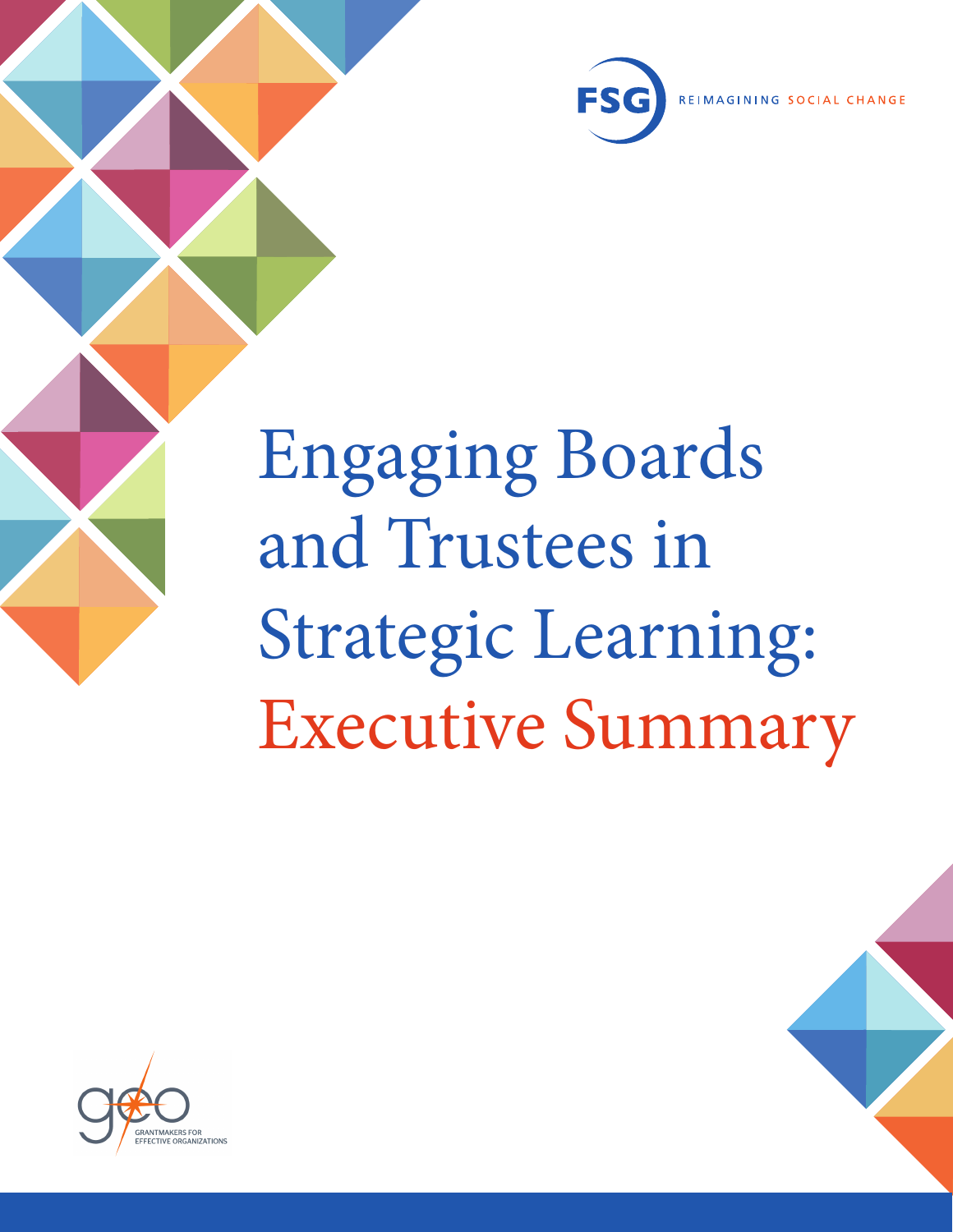FSG REIMAGINING SOCIAL CHANGE

# Engaging Boards and Trustees in Strategic Learning: Executive Summary

GEO GRANTMAKERS FOR EFFECTIVE ORGANIZATIONS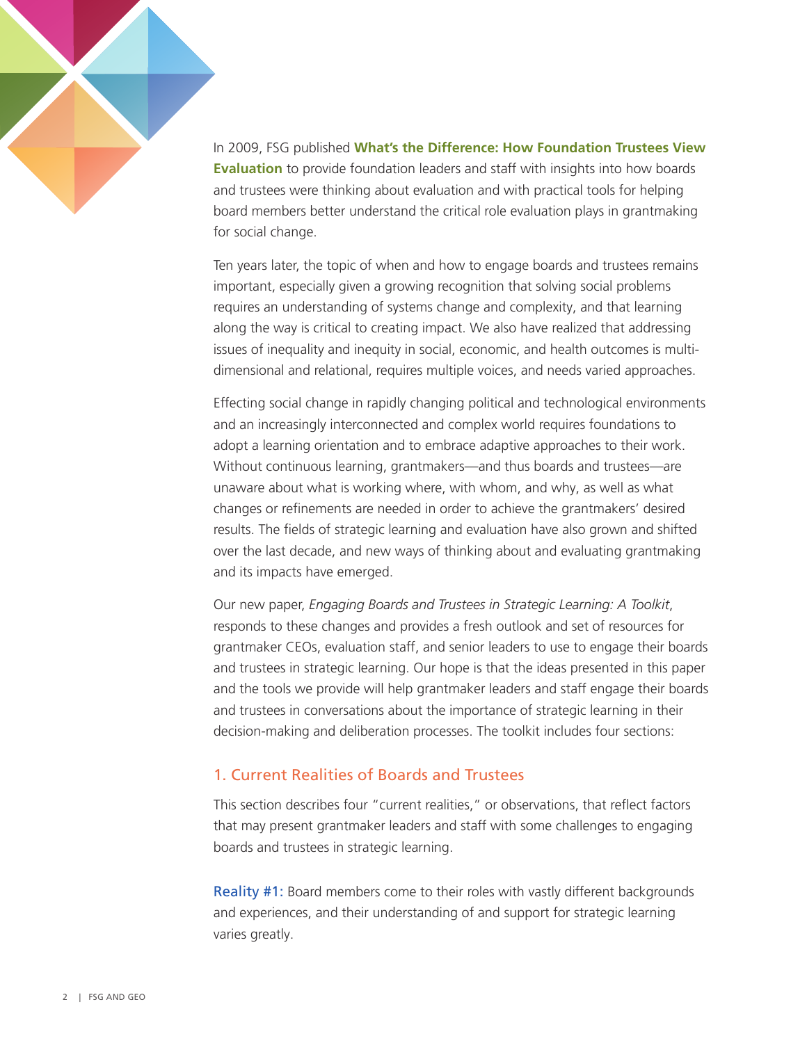In 2009, FSG published **What's the Difference: How Foundation Trustees View Evaluation** to provide foundation leaders and staff with insights into how boards and trustees were thinking about evaluation and with practical tools for helping board members better understand the critical role evaluation plays in grantmaking for social change.

Ten years later, the topic of when and how to engage boards and trustees remains important, especially given a growing recognition that solving social problems requires an understanding of systems change and complexity, and that learning along the way is critical to creating impact. We also have realized that addressing issues of inequality and inequity in social, economic, and health outcomes is multi-dimensional and relational, requires multiple voices, and needs varied approaches.

Effecting social change in rapidly changing political and technological environments and an increasingly interconnected and complex world requires foundations to adopt a learning orientation and to embrace adaptive approaches to their work. Without continuous learning, grantmakers—and thus boards and trustees—are unaware about what is working where, with whom, and why, as well as what changes or refinements are needed in order to achieve the grantmakers' desired results. The fields of strategic learning and evaluation have also grown and shifted over the last decade, and new ways of thinking about and evaluating grantmaking and its impacts have emerged.

Our new paper, *Engaging Boards and Trustees in Strategic Learning: A Toolkit*, responds to these changes and provides a fresh outlook and set of resources for grantmaker CEOs, evaluation staff, and senior leaders to use to engage their boards and trustees in strategic learning. Our hope is that the ideas presented in this paper and the tools we provide will help grantmaker leaders and staff engage their boards and trustees in conversations about the importance of strategic learning in their decision-making and deliberation processes. The toolkit includes four sections:

## 1. Current Realities of Boards and Trustees

This section describes four "current realities," or observations, that reflect factors that may present grantmaker leaders and staff with some challenges to engaging boards and trustees in strategic learning.

**Reality #1:** Board members come to their roles with vastly different backgrounds and experiences, and their understanding of and support for strategic learning varies greatly.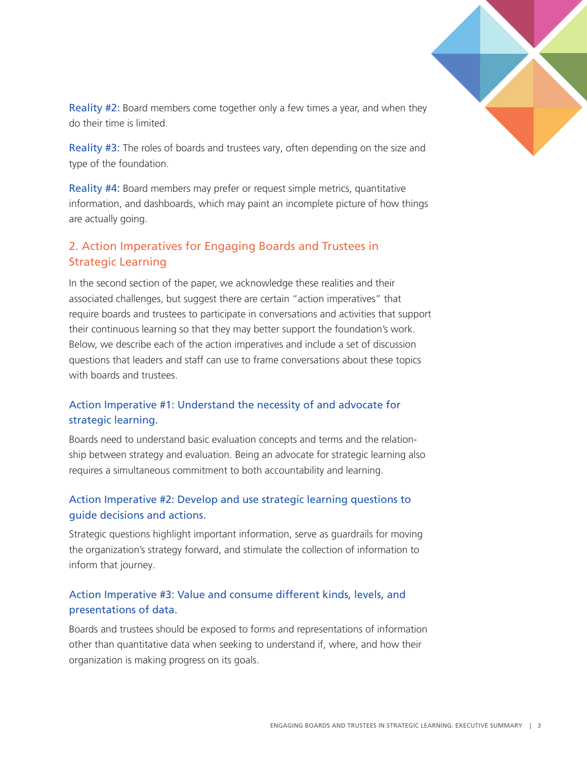**Reality #2:** Board members come together only a few times a year, and when they do their time is limited.

**Reality #3:** The roles of boards and trustees vary, often depending on the size and type of the foundation.

**Reality #4:** Board members may prefer or request simple metrics, quantitative information, and dashboards, which may paint an incomplete picture of how things are actually going.

## 2. Action Imperatives for Engaging Boards and Trustees in Strategic Learning

In the second section of the paper, we acknowledge these realities and their associated challenges, but suggest there are certain "action imperatives" that require boards and trustees to participate in conversations and activities that support their continuous learning so that they may better support the foundation's work. Below, we describe each of the action imperatives and include a set of discussion questions that leaders and staff can use to frame conversations about these topics with boards and trustees.

### Action Imperative #1: Understand the necessity of and advocate for strategic learning.

Boards need to understand basic evaluation concepts and terms and the relationship between strategy and evaluation. Being an advocate for strategic learning also requires a simultaneous commitment to both accountability and learning.

### Action Imperative #2: Develop and use strategic learning questions to guide decisions and actions.

Strategic questions highlight important information, serve as guardrails for moving the organization's strategy forward, and stimulate the collection of information to inform that journey.

### Action Imperative #3: Value and consume different kinds, levels, and presentations of data.

Boards and trustees should be exposed to forms and representations of information other than quantitative data when seeking to understand if, where, and how their organization is making progress on its goals.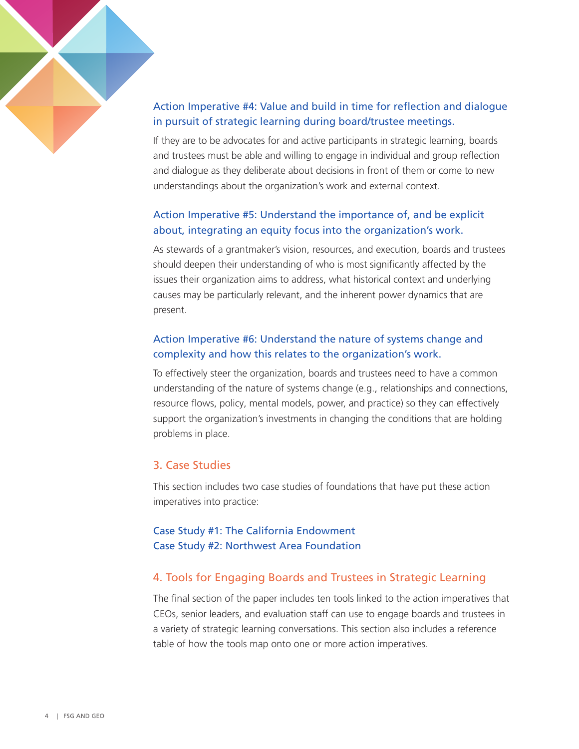### Action Imperative #4: Value and build in time for reflection and dialogue in pursuit of strategic learning during board/trustee meetings.

If they are to be advocates for and active participants in strategic learning, boards and trustees must be able and willing to engage in individual and group reflection and dialogue as they deliberate about decisions in front of them or come to new understandings about the organization's work and external context.

### Action Imperative #5: Understand the importance of, and be explicit about, integrating an equity focus into the organization's work.

As stewards of a grantmaker's vision, resources, and execution, boards and trustees should deepen their understanding of who is most significantly affected by the issues their organization aims to address, what historical context and underlying causes may be particularly relevant, and the inherent power dynamics that are present.

### Action Imperative #6: Understand the nature of systems change and complexity and how this relates to the organization's work.

To effectively steer the organization, boards and trustees need to have a common understanding of the nature of systems change (e.g., relationships and connections, resource flows, policy, mental models, power, and practice) so they can effectively support the organization's investments in changing the conditions that are holding problems in place.

## 3. Case Studies

This section includes two case studies of foundations that have put these action imperatives into practice:

Case Study #1: The California Endowment
Case Study #2: Northwest Area Foundation

## 4. Tools for Engaging Boards and Trustees in Strategic Learning

The final section of the paper includes ten tools linked to the action imperatives that CEOs, senior leaders, and evaluation staff can use to engage boards and trustees in a variety of strategic learning conversations. This section also includes a reference table of how the tools map onto one or more action imperatives.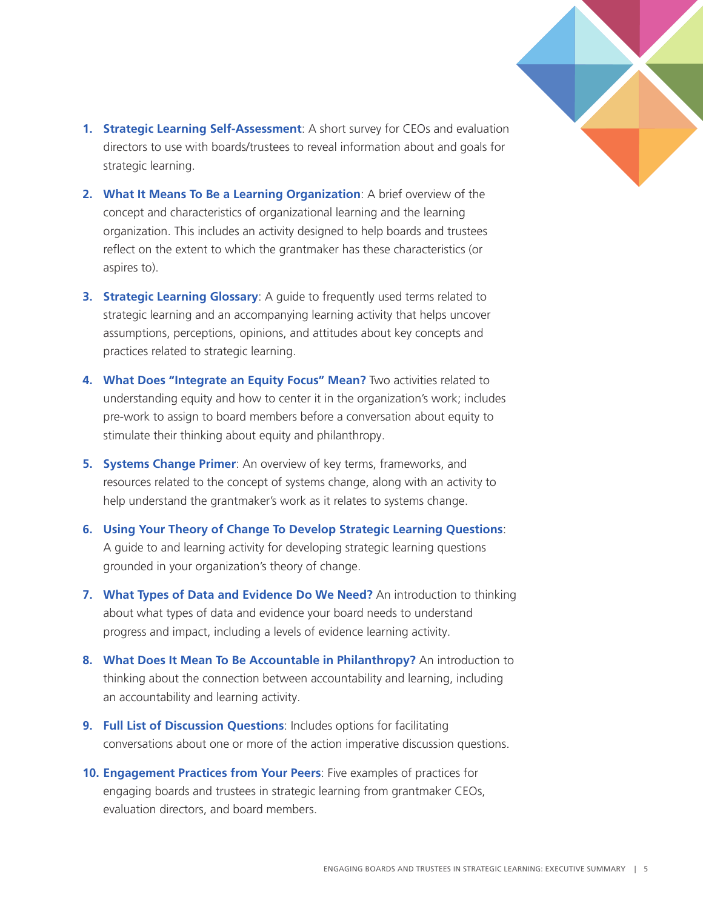1. **Strategic Learning Self-Assessment**: A short survey for CEOs and evaluation directors to use with boards/trustees to reveal information about and goals for strategic learning.

2. **What It Means To Be a Learning Organization**: A brief overview of the concept and characteristics of organizational learning and the learning organization. This includes an activity designed to help boards and trustees reflect on the extent to which the grantmaker has these characteristics (or aspires to).

3. **Strategic Learning Glossary**: A guide to frequently used terms related to strategic learning and an accompanying learning activity that helps uncover assumptions, perceptions, opinions, and attitudes about key concepts and practices related to strategic learning.

4. **What Does "Integrate an Equity Focus" Mean?** Two activities related to understanding equity and how to center it in the organization's work; includes pre-work to assign to board members before a conversation about equity to stimulate their thinking about equity and philanthropy.

5. **Systems Change Primer**: An overview of key terms, frameworks, and resources related to the concept of systems change, along with an activity to help understand the grantmaker's work as it relates to systems change.

6. **Using Your Theory of Change To Develop Strategic Learning Questions**: A guide to and learning activity for developing strategic learning questions grounded in your organization's theory of change.

7. **What Types of Data and Evidence Do We Need?** An introduction to thinking about what types of data and evidence your board needs to understand progress and impact, including a levels of evidence learning activity.

8. **What Does It Mean To Be Accountable in Philanthropy?** An introduction to thinking about the connection between accountability and learning, including an accountability and learning activity.

9. **Full List of Discussion Questions**: Includes options for facilitating conversations about one or more of the action imperative discussion questions.

10. **Engagement Practices from Your Peers**: Five examples of practices for engaging boards and trustees in strategic learning from grantmaker CEOs, evaluation directors, and board members.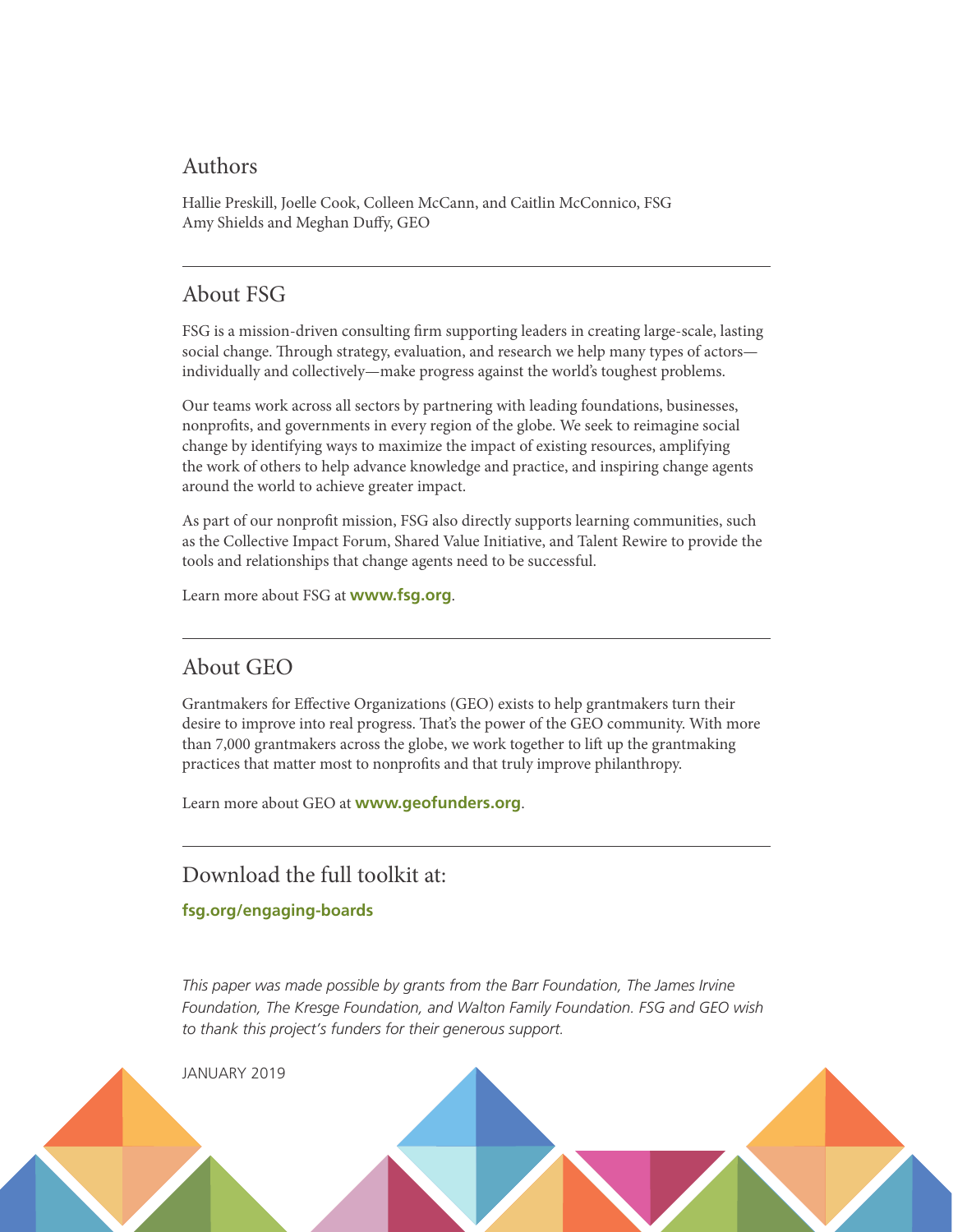## Authors

Hallie Preskill, Joelle Cook, Colleen McCann, and Caitlin McConnico, FSG
Amy Shields and Meghan Duffy, GEO

---

## About FSG

FSG is a mission-driven consulting firm supporting leaders in creating large-scale, lasting social change. Through strategy, evaluation, and research we help many types of actors—individually and collectively—make progress against the world's toughest problems.

Our teams work across all sectors by partnering with leading foundations, businesses, nonprofits, and governments in every region of the globe. We seek to reimagine social change by identifying ways to maximize the impact of existing resources, amplifying the work of others to help advance knowledge and practice, and inspiring change agents around the world to achieve greater impact.

As part of our nonprofit mission, FSG also directly supports learning communities, such as the Collective Impact Forum, Shared Value Initiative, and Talent Rewire to provide the tools and relationships that change agents need to be successful.

Learn more about FSG at **www.fsg.org**.

---

## About GEO

Grantmakers for Effective Organizations (GEO) exists to help grantmakers turn their desire to improve into real progress. That's the power of the GEO community. With more than 7,000 grantmakers across the globe, we work together to lift up the grantmaking practices that matter most to nonprofits and that truly improve philanthropy.

Learn more about GEO at **www.geofunders.org**.

---

## Download the full toolkit at:

**fsg.org/engaging-boards**

*This paper was made possible by grants from the Barr Foundation, The James Irvine Foundation, The Kresge Foundation, and Walton Family Foundation. FSG and GEO wish to thank this project's funders for their generous support.*

JANUARY 2019